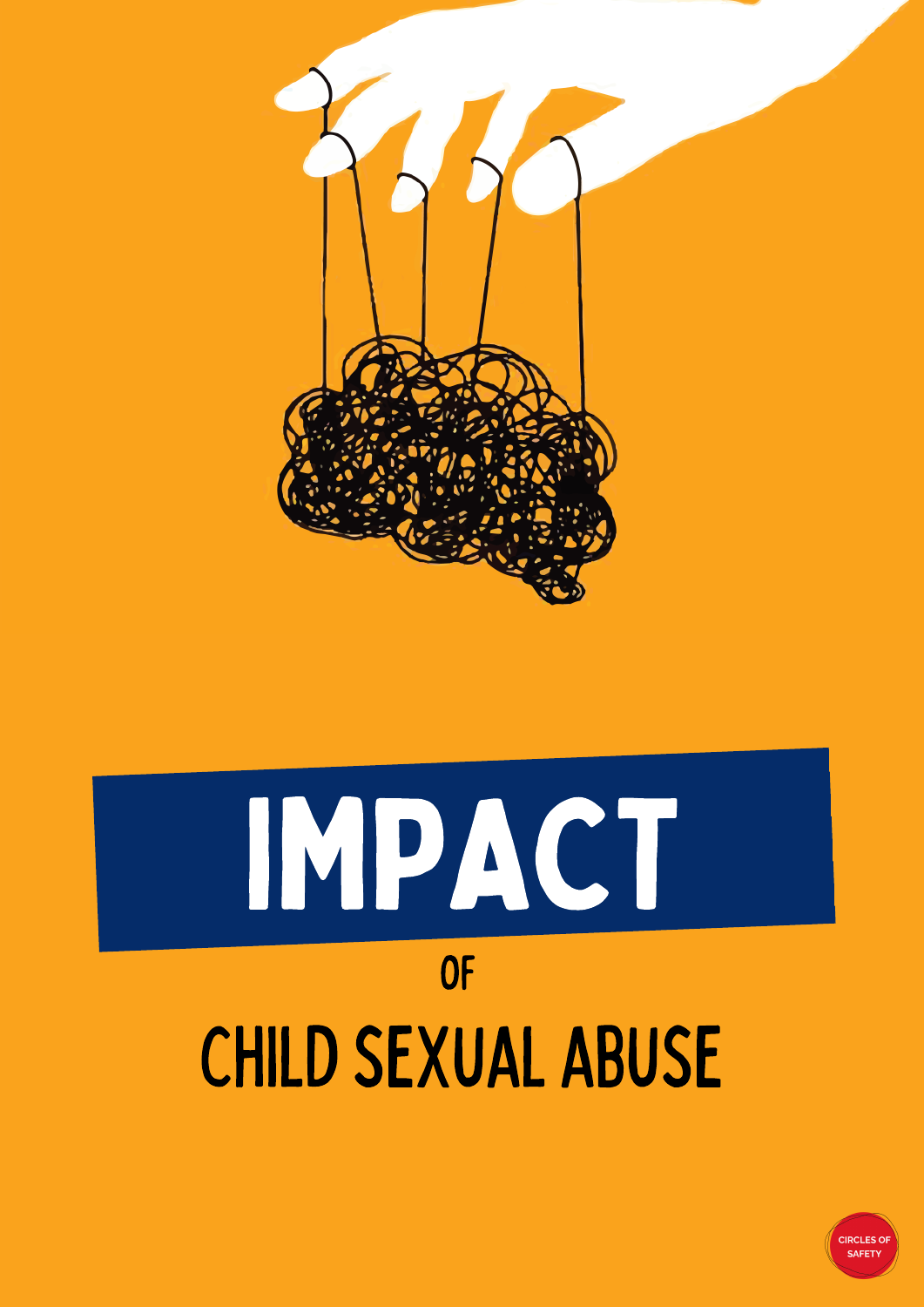# IMPACT

## OF

## CHILD SEXUAL ABUSE

CIRCLES OF SAFETY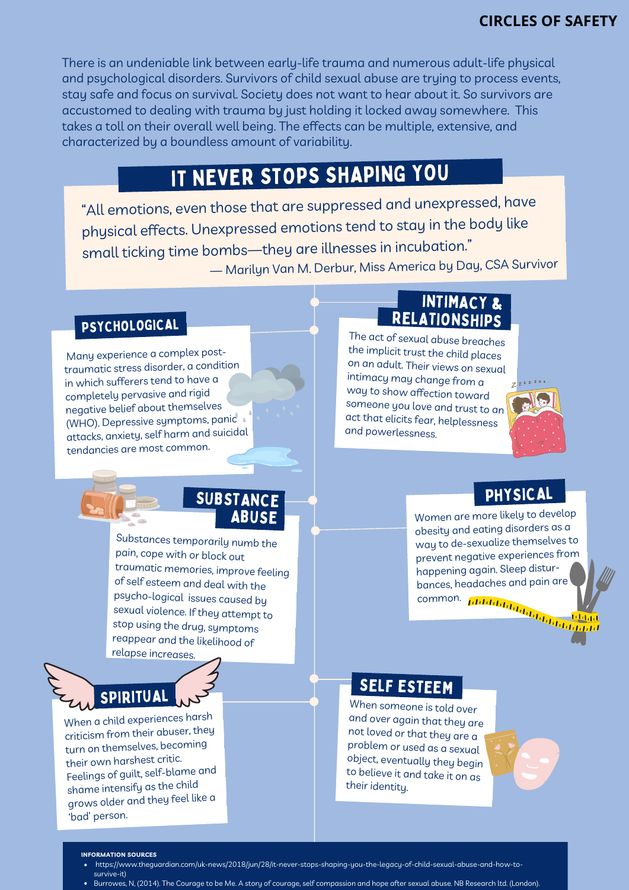# CIRCLES OF SAFETY

There is an undeniable link between early-life trauma and numerous adult-life physical and psychological disorders. Survivors of child sexual abuse are trying to process events, stay safe and focus on survival. Society does not want to hear about it. So survivors are accustomed to dealing with trauma by just holding it locked away somewhere. This takes a toll on their overall well being. The effects can be multiple, extensive, and characterized by a boundless amount of variability.

## IT NEVER STOPS SHAPING YOU

"All emotions, even those that are suppressed and unexpressed, have physical effects. Unexpressed emotions tend to stay in the body like small ticking time bombs—they are illnesses in incubation."
— Marilyn Van M. Derbur, Miss America by Day, CSA Survivor

### PSYCHOLOGICAL

Many experience a complex post-traumatic stress disorder, a condition in which sufferers tend to have a completely pervasive and rigid negative belief about themselves (WHO). Depressive symptoms, panic attacks, anxiety, self harm and suicidal tendancies are most common.

### INTIMACY & RELATIONSHIPS

The act of sexual abuse breaches the implicit trust the child places on an adult. Their views on sexual intimacy may change from a way to show affection toward someone you love and trust to an act that elicits fear, helplessness and powerlessness.

### SUBSTANCE ABUSE

Substances temporarily numb the pain, cope with or block out traumatic memories, improve feeling of self esteem and deal with the psycho-logical issues caused by sexual violence. If they attempt to stop using the drug, symptoms reappear and the likelihood of relapse increases.

### PHYSICAL

Women are more likely to develop obesity and eating disorders as a way to de-sexualize themselves to prevent negative experiences from happening again. Sleep disturbances, headaches and pain are common.

### SPIRITUAL

When a child experiences harsh criticism from their abuser, they turn on themselves, becoming their own harshest critic. Feelings of guilt, self-blame and shame intensify as the child grows older and they feel like a 'bad' person.

### SELF ESTEEM

When someone is told over and over again that they are not loved or that they are a problem or used as a sexual object, eventually they begin to believe it and take it on as their identity.

**INFORMATION SOURCES**

- https://www.theguardian.com/uk-news/2018/jun/28/it-never-stops-shaping-you-the-legacy-of-child-sexual-abuse-and-how-to-survive-it)
- Burrowes, N, (2014). The Courage to be Me. A story of courage, self compassion and hope after sexual abuse. NB Research ltd. (London).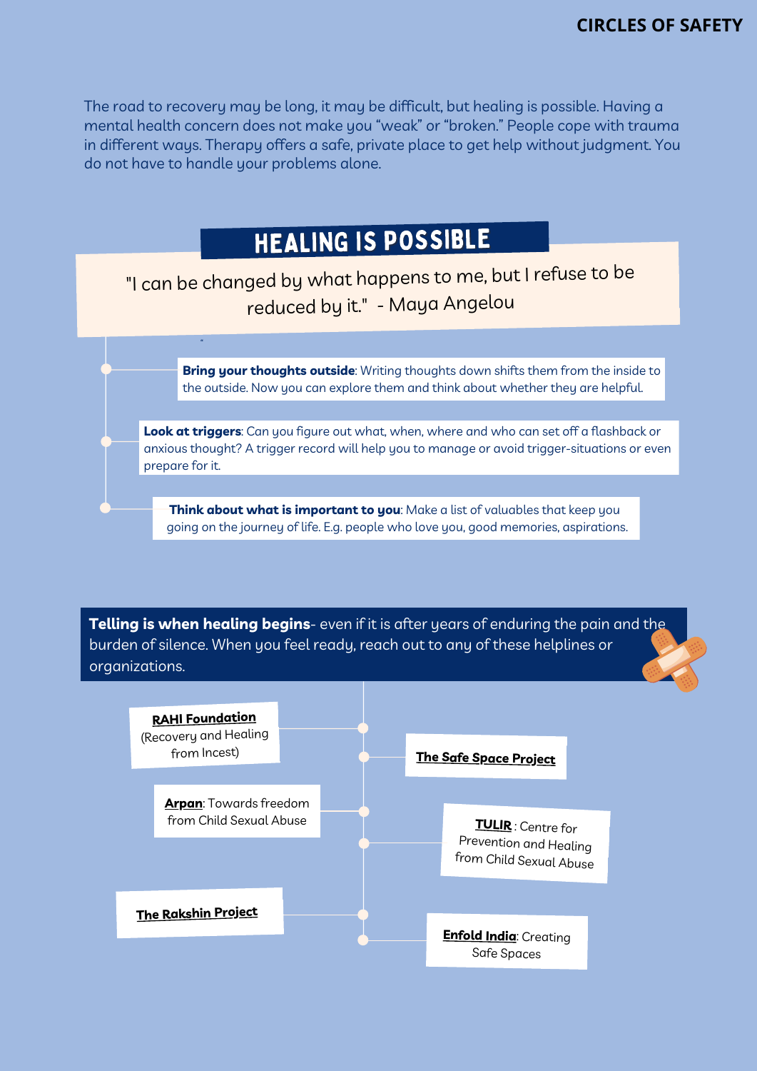The road to recovery may be long, it may be difficult, but healing is possible. Having a mental health concern does not make you "weak" or "broken." People cope with trauma in different ways. Therapy offers a safe, private place to get help without judgment. You do not have to handle your problems alone.

## HEALING IS POSSIBLE

"I can be changed by what happens to me, but I refuse to be reduced by it." - Maya Angelou

- **Bring your thoughts outside**: Writing thoughts down shifts them from the inside to the outside. Now you can explore them and think about whether they are helpful.
- **Look at triggers**: Can you figure out what, when, where and who can set off a flashback or anxious thought? A trigger record will help you to manage or avoid trigger-situations or even prepare for it.
- **Think about what is important to you**: Make a list of valuables that keep you going on the journey of life. E.g. people who love you, good memories, aspirations.

**Telling is when healing begins**- even if it is after years of enduring the pain and the burden of silence. When you feel ready, reach out to any of these helplines or organizations.

- **RAHI Foundation** (Recovery and Healing from Incest)
- **The Safe Space Project**
- **Arpan**: Towards freedom from Child Sexual Abuse
- **TULIR** : Centre for Prevention and Healing from Child Sexual Abuse
- **The Rakshin Project**
- **Enfold India**: Creating Safe Spaces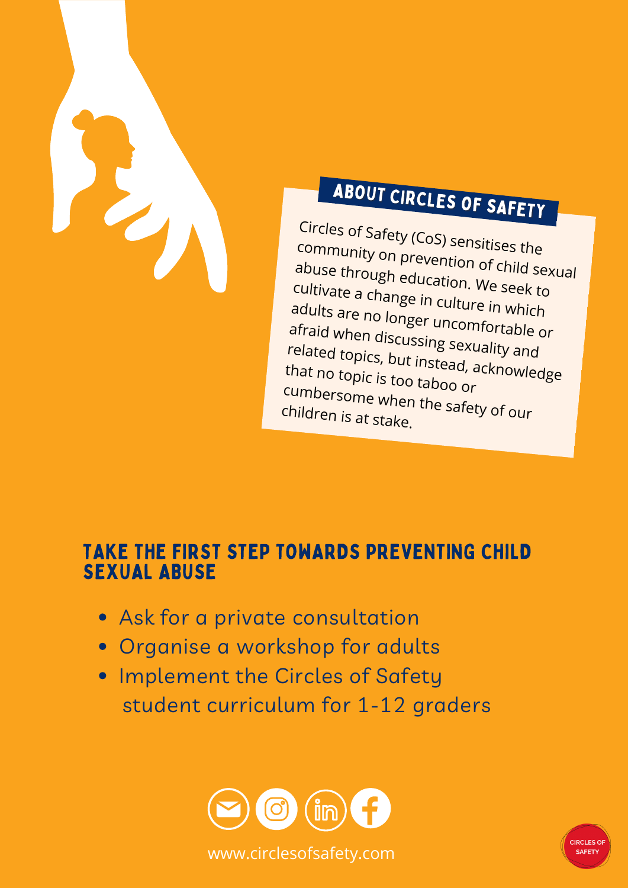## ABOUT CIRCLES OF SAFETY

Circles of Safety (CoS) sensitises the community on prevention of child sexual abuse through education. We seek to cultivate a change in culture in which adults are no longer uncomfortable or afraid when discussing sexuality and related topics, but instead, acknowledge that no topic is too taboo or cumbersome when the safety of our children is at stake.

## TAKE THE FIRST STEP TOWARDS PREVENTING CHILD SEXUAL ABUSE

- Ask for a private consultation
- Organise a workshop for adults
- Implement the Circles of Safety student curriculum for 1-12 graders

www.circlesofsafety.com

CIRCLES OF SAFETY